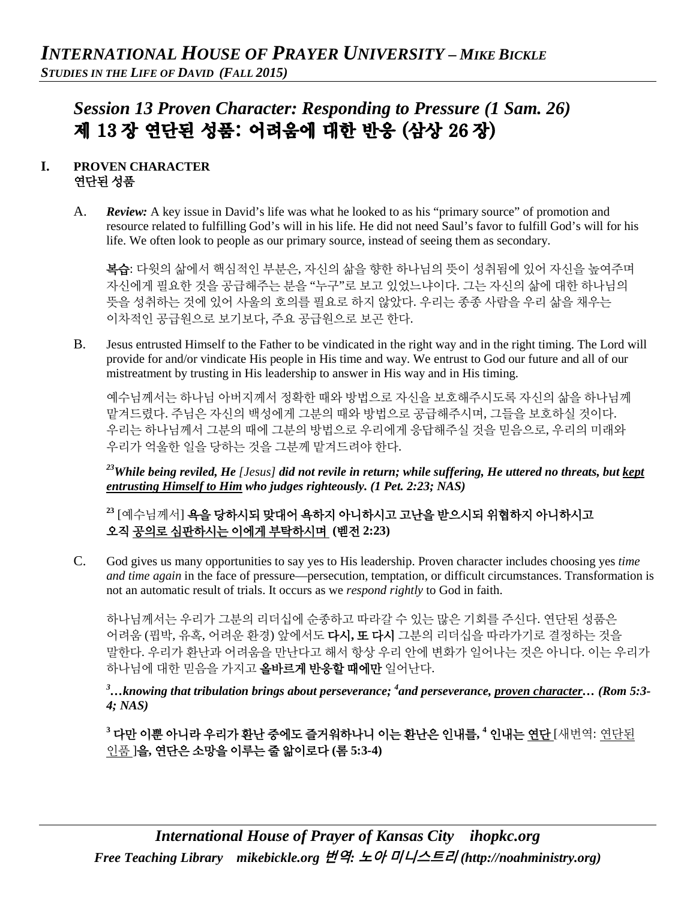# INTERNATIONAL HOUSE OF PRAYER UNIVERSITY – MIKE BICKLE

***STUDIES IN THE LIFE OF DAVID (FALL 2015)***

## *Session 13 Proven Character: Responding to Pressure (1 Sam. 26)*
## 제 13 장 연단된 성품: 어려움에 대한 반응 (삼상 26 장)

### I. PROVEN CHARACTER
### 연단된 성품

A. ***Review:*** A key issue in David's life was what he looked to as his "primary source" of promotion and resource related to fulfilling God's will in his life. He did not need Saul's favor to fulfill God's will for his life. We often look to people as our primary source, instead of seeing them as secondary.

**복습**: 다윗의 삶에서 핵심적인 부분은, 자신의 삶을 향한 하나님의 뜻이 성취됨에 있어 자신을 높여주며 자신에게 필요한 것을 공급해주는 분을 "누구"로 보고 있었느냐이다. 그는 자신의 삶에 대한 하나님의 뜻을 성취하는 것에 있어 사울의 호의를 필요로 하지 않았다. 우리는 종종 사람을 우리 삶을 채우는 이차적인 공급원으로 보기보다, 주요 공급원으로 보곤 한다.

B. Jesus entrusted Himself to the Father to be vindicated in the right way and in the right timing. The Lord will provide for and/or vindicate His people in His time and way. We entrust to God our future and all of our mistreatment by trusting in His leadership to answer in His way and in His timing.

예수님께서는 하나님 아버지께서 정확한 때와 방법으로 자신을 보호해주시도록 자신의 삶을 하나님께 맡겨드렸다. 주님은 자신의 백성에게 그분의 때와 방법으로 공급해주시며, 그들을 보호하실 것이다. 우리는 하나님께서 그분의 때에 그분의 방법으로 우리에게 응답해주실 것을 믿음으로, 우리의 미래와 우리가 억울한 일을 당하는 것을 그분께 맡겨드려야 한다.

***[23]While being reviled, He** [Jesus] **did not revile in return; while suffering, He uttered no threats, but <u>kept entrusting Himself to Him</u> who judges righteously. (1 Pet. 2:23; NAS)***

**[23]** [예수님께서] **욕을 당하시되 맞대어 욕하지 아니하시고 고난을 받으시되 위협하지 아니하시고 오직 <u>공의로 심판하시는 이에게 부탁하시며</u> (벧전 2:23)**

C. God gives us many opportunities to say yes to His leadership. Proven character includes choosing yes *time and time again* in the face of pressure—persecution, temptation, or difficult circumstances. Transformation is not an automatic result of trials. It occurs as we *respond rightly* to God in faith.

하나님께서는 우리가 그분의 리더십에 순종하고 따라갈 수 있는 많은 기회를 주신다. 연단된 성품은 어려움 (핍박, 유혹, 어려운 환경) 앞에서도 **다시, 또 다시** 그분의 리더십을 따라가기로 결정하는 것을 말한다. 우리가 환난과 어려움을 만난다고 해서 항상 우리 안에 변화가 일어나는 것은 아니다. 이는 우리가 하나님에 대한 믿음을 가지고 **올바르게 반응할 때에만** 일어난다.

***[3]…knowing that tribulation brings about perseverance; [4]and perseverance, <u>proven character</u>… (Rom 5:3-4; NAS)***

**[3] 다만 이뿐 아니라 우리가 환난 중에도 즐거워하나니 이는 환난은 인내를, [4] 인내는 <u>연단</u>** [새번역: <u>연단된 인품</u> ]**을, 연단은 소망을 이루는 줄 앎이로다 (롬 5:3-4)**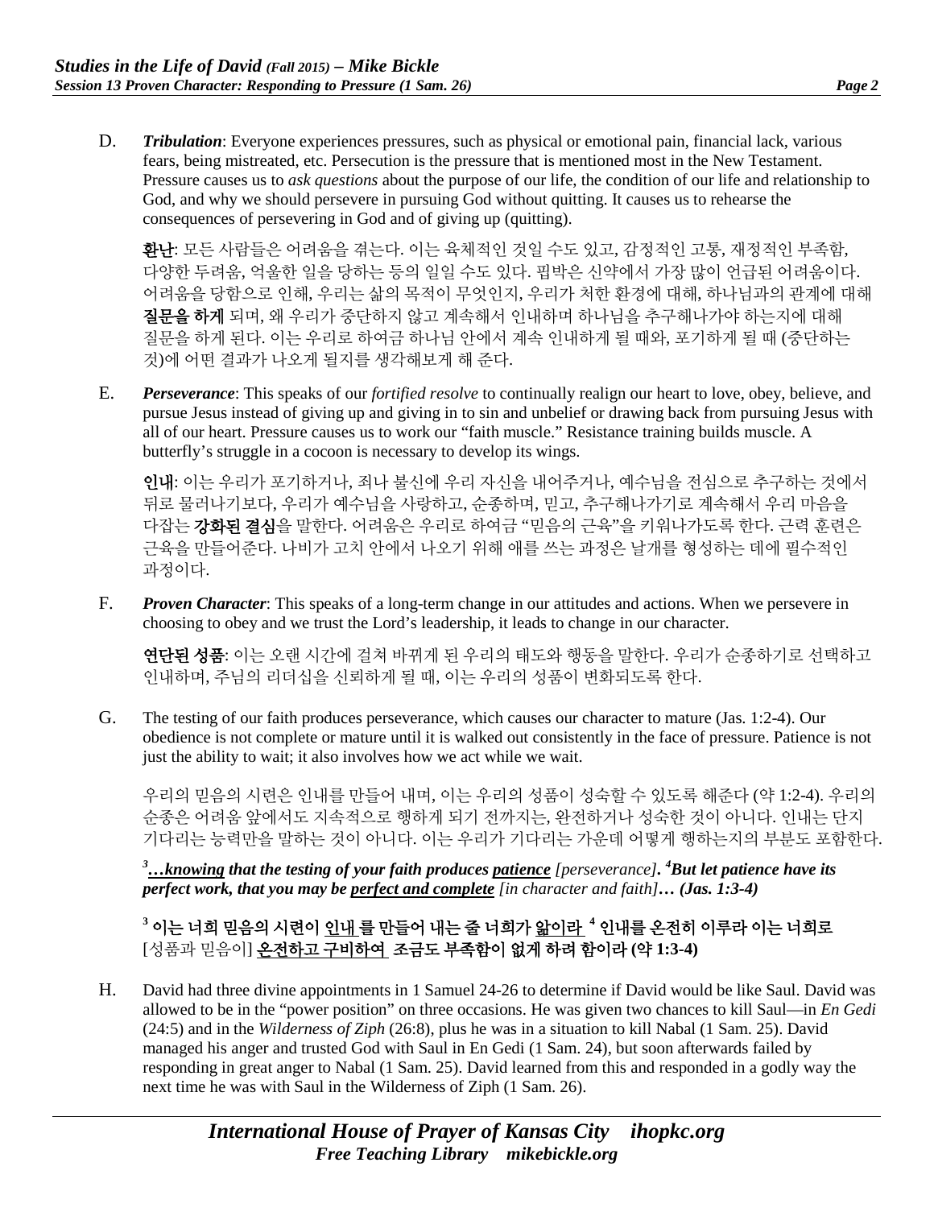D. ***Tribulation***: Everyone experiences pressures, such as physical or emotional pain, financial lack, various fears, being mistreated, etc. Persecution is the pressure that is mentioned most in the New Testament. Pressure causes us to *ask questions* about the purpose of our life, the condition of our life and relationship to God, and why we should persevere in pursuing God without quitting. It causes us to rehearse the consequences of persevering in God and of giving up (quitting).

**환난**: 모든 사람들은 어려움을 겪는다. 이는 육체적인 것일 수도 있고, 감정적인 고통, 재정적인 부족함, 다양한 두려움, 억울한 일을 당하는 등의 일일 수도 있다. 핍박은 신약에서 가장 많이 언급된 어려움이다. 어려움을 당함으로 인해, 우리는 삶의 목적이 무엇인지, 우리가 처한 환경에 대해, 하나님과의 관계에 대해 **질문을 하게** 되며, 왜 우리가 중단하지 않고 계속해서 인내하며 하나님을 추구해나가야 하는지에 대해 질문을 하게 된다. 이는 우리로 하여금 하나님 안에서 계속 인내하게 될 때와, 포기하게 될 때 (중단하는 것)에 어떤 결과가 나오게 될지를 생각해보게 해 준다.

E. ***Perseverance***: This speaks of our *fortified resolve* to continually realign our heart to love, obey, believe, and pursue Jesus instead of giving up and giving in to sin and unbelief or drawing back from pursuing Jesus with all of our heart. Pressure causes us to work our "faith muscle." Resistance training builds muscle. A butterfly's struggle in a cocoon is necessary to develop its wings.

**인내**: 이는 우리가 포기하거나, 죄나 불신에 우리 자신을 내어주거나, 예수님을 전심으로 추구하는 것에서 뒤로 물러나기보다, 우리가 예수님을 사랑하고, 순종하며, 믿고, 추구해나가기로 계속해서 우리 마음을 다잡는 **강화된 결심**을 말한다. 어려움은 우리로 하여금 "믿음의 근육"을 키워나가도록 한다. 근력 훈련은 근육을 만들어준다. 나비가 고치 안에서 나오기 위해 애를 쓰는 과정은 날개를 형성하는 데에 필수적인 과정이다.

F. ***Proven Character***: This speaks of a long-term change in our attitudes and actions. When we persevere in choosing to obey and we trust the Lord's leadership, it leads to change in our character.

**연단된 성품**: 이는 오랜 시간에 걸쳐 바뀌게 된 우리의 태도와 행동을 말한다. 우리가 순종하기로 선택하고 인내하며, 주님의 리더십을 신뢰하게 될 때, 이는 우리의 성품이 변화되도록 한다.

G. The testing of our faith produces perseverance, which causes our character to mature (Jas. 1:2-4). Our obedience is not complete or mature until it is walked out consistently in the face of pressure. Patience is not just the ability to wait; it also involves how we act while we wait.

우리의 믿음의 시련은 인내를 만들어 내며, 이는 우리의 성품이 성숙할 수 있도록 해준다 (약 1:2-4). 우리의 순종은 어려움 앞에서도 지속적으로 행하게 되기 전까지는, 완전하거나 성숙한 것이 아니다. 인내는 단지 기다리는 능력만을 말하는 것이 아니다. 이는 우리가 기다리는 가운데 어떻게 행하는지의 부분도 포함한다.

***[3]…knowing** that the testing of your faith produces **patience** [perseverance]. **[4]**But let patience have its perfect work, that you may be **perfect and complete** [in character and faith]… (Jas. 1:3-4)*

**[3] 이는 너희 믿음의 시련이 <u>인내</u>를 만들어 내는 줄 너희가 <u>앎이라</u> [4] 인내를 온전히 이루라 이는 너희로** [성품과 믿음이] **<u>온전하고 구비하여</u> 조금도 부족함이 없게 하려 함이라 (약 1:3-4)**

H. David had three divine appointments in 1 Samuel 24-26 to determine if David would be like Saul. David was allowed to be in the "power position" on three occasions. He was given two chances to kill Saul—in *En Gedi* (24:5) and in the *Wilderness of Ziph* (26:8), plus he was in a situation to kill Nabal (1 Sam. 25). David managed his anger and trusted God with Saul in En Gedi (1 Sam. 24), but soon afterwards failed by responding in great anger to Nabal (1 Sam. 25). David learned from this and responded in a godly way the next time he was with Saul in the Wilderness of Ziph (1 Sam. 26).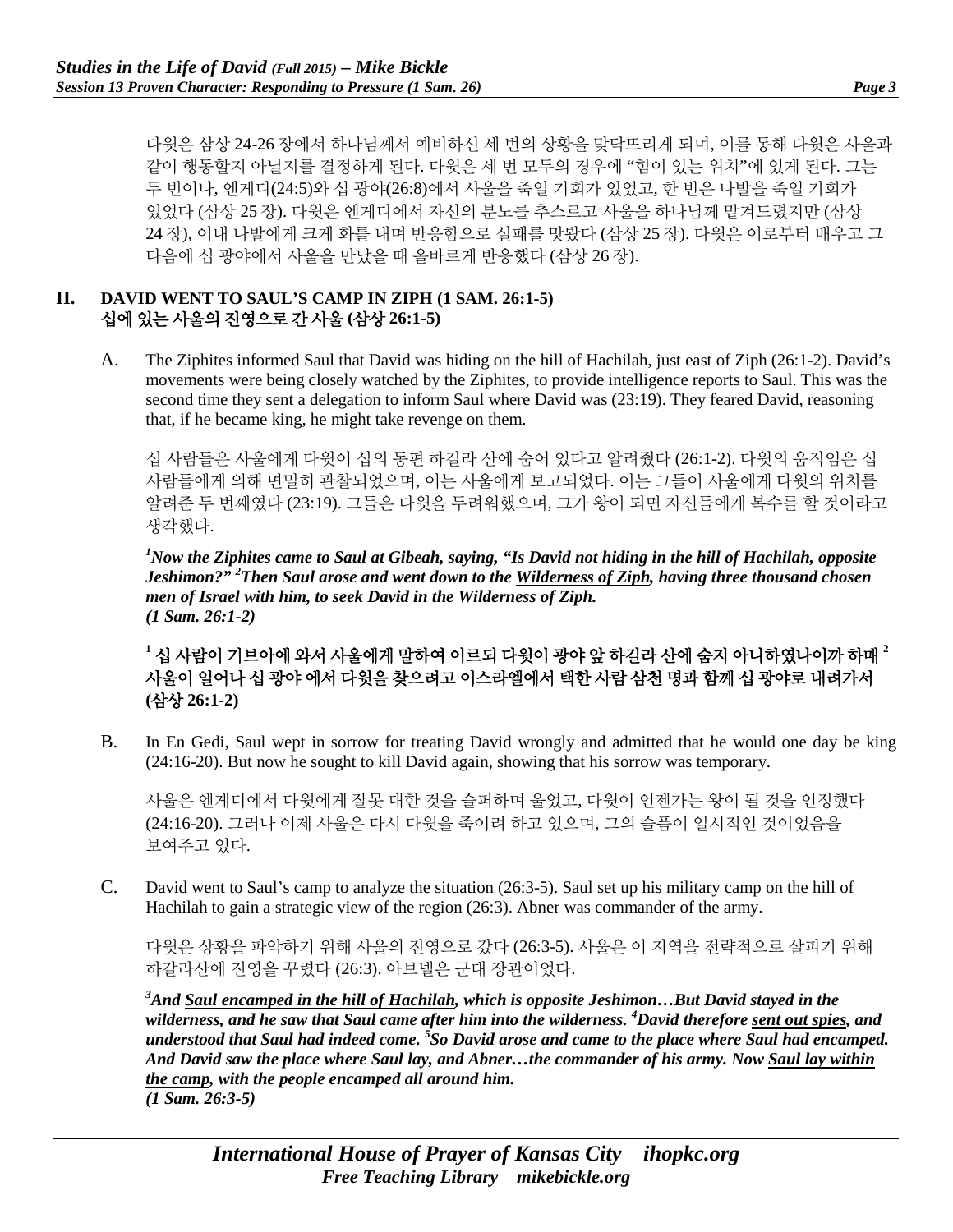다윗은 삼상 24-26 장에서 하나님께서 예비하신 세 번의 상황을 맞닥뜨리게 되며, 이를 통해 다윗은 사울과 같이 행동할지 아닐지를 결정하게 된다. 다윗은 세 번 모두의 경우에 "힘이 있는 위치"에 있게 된다. 그는 두 번이나, 엔게디(24:5)와 십 광야(26:8)에서 사울을 죽일 기회가 있었고, 한 번은 나발을 죽일 기회가 있었다 (삼상 25 장). 다윗은 엔게디에서 자신의 분노를 추스르고 사울을 하나님께 맡겨드렸지만 (삼상 24 장), 이내 나발에게 크게 화를 내며 반응함으로 실패를 맛봤다 (삼상 25 장). 다윗은 이로부터 배우고 그 다음에 십 광야에서 사울을 만났을 때 올바르게 반응했다 (삼상 26 장).

## II. DAVID WENT TO SAUL'S CAMP IN ZIPH (1 SAM. 26:1-5)
## 십에 있는 사울의 진영으로 간 사울 (삼상 26:1-5)

A. The Ziphites informed Saul that David was hiding on the hill of Hachilah, just east of Ziph (26:1-2). David's movements were being closely watched by the Ziphites, to provide intelligence reports to Saul. This was the second time they sent a delegation to inform Saul where David was (23:19). They feared David, reasoning that, if he became king, he might take revenge on them.

십 사람들은 사울에게 다윗이 십의 동편 하길라 산에 숨어 있다고 알려줬다 (26:1-2). 다윗의 움직임은 십 사람들에게 의해 면밀히 관찰되었으며, 이는 사울에게 보고되었다. 이는 그들이 사울에게 다윗의 위치를 알려준 두 번째였다 (23:19). 그들은 다윗을 두려워했으며, 그가 왕이 되면 자신들에게 복수를 할 것이라고 생각했다.

***[1]Now the Ziphites came to Saul at Gibeah, saying, "Is David not hiding in the hill of Hachilah, opposite Jeshimon?" [2]Then Saul arose and went down to the <u>Wilderness of Ziph</u>, having three thousand chosen men of Israel with him, to seek David in the Wilderness of Ziph.***
***(1 Sam. 26:1-2)***

**[1] 십 사람이 기브아에 와서 사울에게 말하여 이르되 다윗이 광야 앞 하길라 산에 숨지 아니하였나이까 하매 [2] 사울이 일어나 <u>십 광야</u> 에서 다윗을 찾으려고 이스라엘에서 택한 사람 삼천 명과 함께 십 광야로 내려가서 (삼상 26:1-2)**

B. In En Gedi, Saul wept in sorrow for treating David wrongly and admitted that he would one day be king (24:16-20). But now he sought to kill David again, showing that his sorrow was temporary.

사울은 엔게디에서 다윗에게 잘못 대한 것을 슬퍼하며 울었고, 다윗이 언젠가는 왕이 될 것을 인정했다 (24:16-20). 그러나 이제 사울은 다시 다윗을 죽이려 하고 있으며, 그의 슬픔이 일시적인 것이었음을 보여주고 있다.

C. David went to Saul's camp to analyze the situation (26:3-5). Saul set up his military camp on the hill of Hachilah to gain a strategic view of the region (26:3). Abner was commander of the army.

다윗은 상황을 파악하기 위해 사울의 진영으로 갔다 (26:3-5). 사울은 이 지역을 전략적으로 살피기 위해 하갈라산에 진영을 꾸렸다 (26:3). 아브넬은 군대 장관이었다.

***[3]And <u>Saul encamped in the hill of Hachilah</u>, which is opposite Jeshimon…But David stayed in the wilderness, and he saw that Saul came after him into the wilderness. [4]David therefore <u>sent out spies</u>, and understood that Saul had indeed come. [5]So David arose and came to the place where Saul had encamped. And David saw the place where Saul lay, and Abner…the commander of his army. Now <u>Saul lay within the camp</u>, with the people encamped all around him.***
***(1 Sam. 26:3-5)***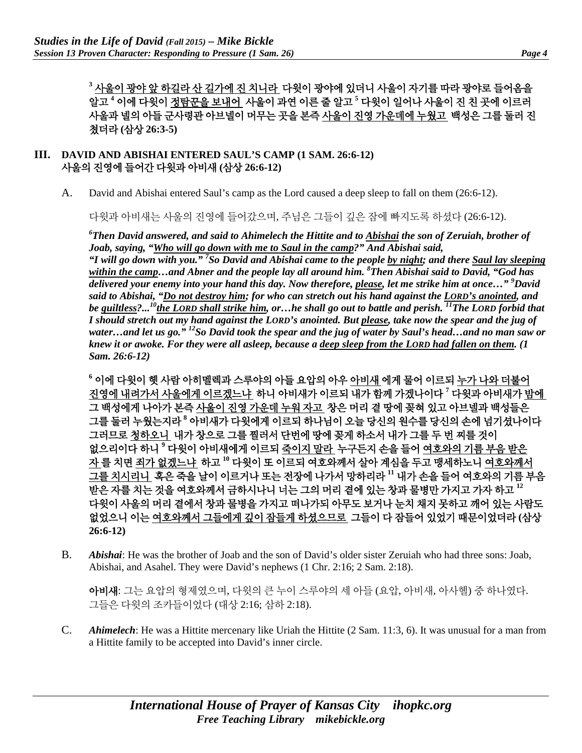[3] <u>사울이 광야 앞 하길라 산 길가에 진 치니라</u> 다윗이 광야에 있더니 사울이 자기를 따라 광야로 들어옴을 알고 [4] 이에 다윗이 <u>정탐꾼을 보내어</u> 사울이 과연 이른 줄 알고 [5] 다윗이 일어나 사울이 진 친 곳에 이르러 사울과 넬의 아들 군사령관 아브넬이 머무는 곳을 본즉 <u>사울이 진영 가운데에 누웠고</u> 백성은 그를 둘러 진 쳤더라 (삼상 26:3-5)

## III. DAVID AND ABISHAI ENTERED SAUL'S CAMP (1 SAM. 26:6-12)
## 사울의 진영에 들어간 다윗과 아비새 (삼상 26:6-12)

A. David and Abishai entered Saul's camp as the Lord caused a deep sleep to fall on them (26:6-12).

다윗과 아비새는 사울의 진영에 들어갔으며, 주님은 그들이 깊은 잠에 빠지도록 하셨다 (26:6-12).

***[6]Then David answered, and said to Ahimelech the Hittite and to <u>Abishai</u> the son of Zeruiah, brother of Joab, saying, "<u>Who will go down with me to Saul in the camp</u>?" And Abishai said, "I will go down with you." [7]So David and Abishai came to the people <u>by night</u>; and there <u>Saul lay sleeping within the camp</u>…and Abner and the people lay all around him. [8]Then Abishai said to David, "God has delivered your enemy into your hand this day. Now therefore, <u>please</u>, let me strike him at once…" [9]David said to Abishai, "<u>Do not destroy him</u>; for who can stretch out his hand against the <u>LORD's anointed</u>, and be <u>guiltless</u>?...[10]<u>the LORD shall strike him</u>, or…he shall go out to battle and perish. [11]The LORD forbid that I should stretch out my hand against the LORD's anointed. But <u>please</u>, take now the spear and the jug of water…and let us go." [12]So David took the spear and the jug of water by Saul's head…and no man saw or knew it or awoke. For they were all asleep, because a <u>deep sleep from the LORD had fallen on them</u>. (1 Sam. 26:6-12)***

**[6] 이에 다윗이 헷 사람 아히멜렉과 스루야의 아들 요압의 아우 <u>아비새</u> 에게 물어 이르되 <u>누가 나와 더불어 진영에 내려가서 사울에게 이르겠느냐</u> 하니 아비새가 이르되 내가 함께 가겠나이다 [7] 다윗과 아비새가 <u>밤에</u> 그 백성에게 나아가 본즉 <u>사울이 진영 가운데 누워 자고</u> 창은 머리 곁 땅에 꽂혀 있고 아브넬과 백성들은 그를 둘러 누웠는지라 [8] 아비새가 다윗에게 이르되 하나님이 오늘 당신의 원수를 당신의 손에 넘기셨나이다 그러므로 <u>청하오니</u> 내가 창으로 그를 찔러서 단번에 땅에 꽂게 하소서 내가 그를 두 번 찌를 것이 없으리이다 하니 [9] 다윗이 아비새에게 이르되 <u>죽이지 말라</u> 누구든지 손을 들어 <u>여호와의 기름 부음 받은 자</u>를 치면 <u>죄가 없겠느냐</u> 하고 [10] 다윗이 또 이르되 여호와께서 살아 계심을 두고 맹세하노니 <u>여호와께서 그를 치시리니</u> 혹은 죽을 날이 이르거나 또는 전장에 나가서 망하리라 [11] 내가 손을 들어 여호와의 기름 부음 받은 자를 치는 것을 여호와께서 금하시나니 너는 그의 머리 곁에 있는 창과 물병만 가지고 가자 하고 [12] 다윗이 사울의 머리 곁에서 창과 물병을 가지고 떠나가되 아무도 보거나 눈치 채지 못하고 깨어 있는 사람도 없었으니 이는 <u>여호와께서 그들에게 깊이 잠들게 하셨으므로</u> 그들이 다 잠들어 있었기 때문이었더라 (삼상 26:6-12)**

B. ***Abishai***: He was the brother of Joab and the son of David's older sister Zeruiah who had three sons: Joab, Abishai, and Asahel. They were David's nephews (1 Chr. 2:16; 2 Sam. 2:18).

**아비새**: 그는 요압의 형제였으며, 다윗의 큰 누이 스루야의 세 아들 (요압, 아비새, 아사헬) 중 하나였다. 그들은 다윗의 조카들이었다 (대상 2:16; 삼하 2:18).

C. ***Ahimelech***: He was a Hittite mercenary like Uriah the Hittite (2 Sam. 11:3, 6). It was unusual for a man from a Hittite family to be accepted into David's inner circle.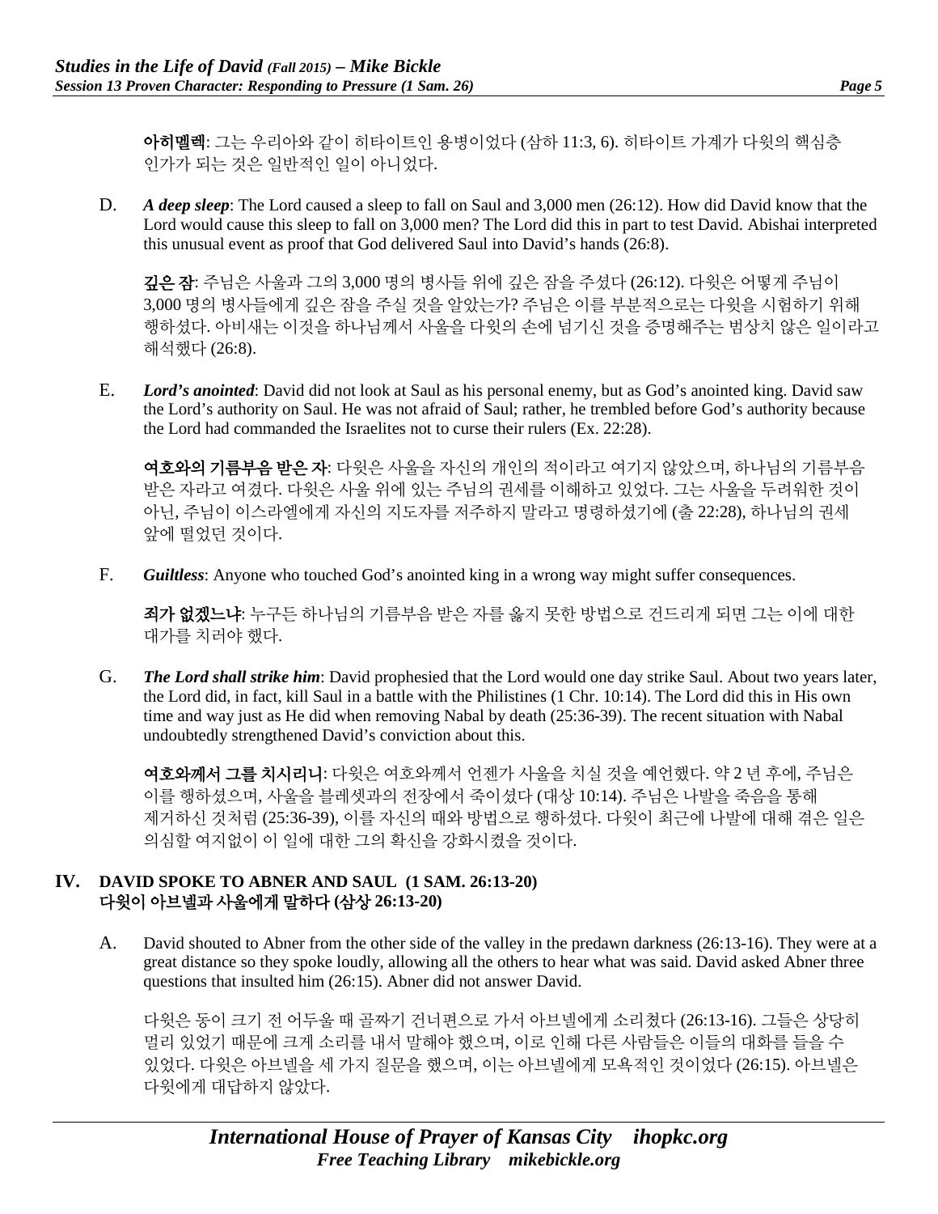**아히멜렉**: 그는 우리아와 같이 히타이트인 용병이었다 (삼하 11:3, 6). 히타이트 가계가 다윗의 핵심층 인가가 되는 것은 일반적인 일이 아니었다.

D. ***A deep sleep***: The Lord caused a sleep to fall on Saul and 3,000 men (26:12). How did David know that the Lord would cause this sleep to fall on 3,000 men? The Lord did this in part to test David. Abishai interpreted this unusual event as proof that God delivered Saul into David's hands (26:8).

**깊은 잠**: 주님은 사울과 그의 3,000 명의 병사들 위에 깊은 잠을 주셨다 (26:12). 다윗은 어떻게 주님이 3,000 명의 병사들에게 깊은 잠을 주실 것을 알았는가? 주님은 이를 부분적으로는 다윗을 시험하기 위해 행하셨다. 아비새는 이것을 하나님께서 사울을 다윗의 손에 넘기신 것을 증명해주는 범상치 않은 일이라고 해석했다 (26:8).

E. ***Lord's anointed***: David did not look at Saul as his personal enemy, but as God's anointed king. David saw the Lord's authority on Saul. He was not afraid of Saul; rather, he trembled before God's authority because the Lord had commanded the Israelites not to curse their rulers (Ex. 22:28).

**여호와의 기름부음 받은 자**: 다윗은 사울을 자신의 개인의 적이라고 여기지 않았으며, 하나님의 기름부음 받은 자라고 여겼다. 다윗은 사울 위에 있는 주님의 권세를 이해하고 있었다. 그는 사울을 두려워한 것이 아닌, 주님이 이스라엘에게 자신의 지도자를 저주하지 말라고 명령하셨기에 (출 22:28), 하나님의 권세 앞에 떨었던 것이다.

F. ***Guiltless***: Anyone who touched God's anointed king in a wrong way might suffer consequences.

**죄가 없겠느냐**: 누구든 하나님의 기름부음 받은 자를 옳지 못한 방법으로 건드리게 되면 그는 이에 대한 대가를 치러야 했다.

G. ***The Lord shall strike him***: David prophesied that the Lord would one day strike Saul. About two years later, the Lord did, in fact, kill Saul in a battle with the Philistines (1 Chr. 10:14). The Lord did this in His own time and way just as He did when removing Nabal by death (25:36-39). The recent situation with Nabal undoubtedly strengthened David's conviction about this.

**여호와께서 그를 치시리니**: 다윗은 여호와께서 언젠가 사울을 치실 것을 예언했다. 약 2 년 후에, 주님은 이를 행하셨으며, 사울을 블레셋과의 전장에서 죽이셨다 (대상 10:14). 주님은 나발을 죽음을 통해 제거하신 것처럼 (25:36-39), 이를 자신의 때와 방법으로 행하셨다. 다윗이 최근에 나발에 대해 겪은 일은 의심할 여지없이 이 일에 대한 그의 확신을 강화시켰을 것이다.

## IV. DAVID SPOKE TO ABNER AND SAUL (1 SAM. 26:13-20)
## 다윗이 아브넬과 사울에게 말하다 (삼상 26:13-20)

A. David shouted to Abner from the other side of the valley in the predawn darkness (26:13-16). They were at a great distance so they spoke loudly, allowing all the others to hear what was said. David asked Abner three questions that insulted him (26:15). Abner did not answer David.

다윗은 동이 크기 전 어두울 때 골짜기 건너편으로 가서 아브넬에게 소리쳤다 (26:13-16). 그들은 상당히 멀리 있었기 때문에 크게 소리를 내서 말해야 했으며, 이로 인해 다른 사람들은 이들의 대화를 들을 수 있었다. 다윗은 아브넬을 세 가지 질문을 했으며, 이는 아브넬에게 모욕적인 것이었다 (26:15). 아브넬은 다윗에게 대답하지 않았다.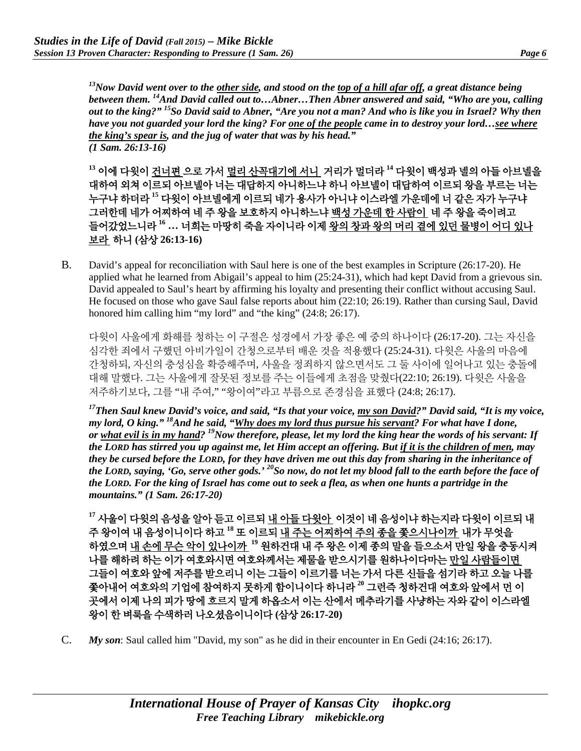***[13]Now David went over to the <u>other side</u>, and stood on the <u>top of a hill afar off</u>, a great distance being between them. [14]And David called out to…Abner…Then Abner answered and said, "Who are you, calling out to the king?" [15]So David said to Abner, "Are you not a man? And who is like you in Israel? Why then have you not guarded your lord the king? For <u>one of the people</u> came in to destroy your lord…<u>see where the king's spear is</u>, and the jug of water that was by his head." (1 Sam. 26:13-16)***

**[13] 이에 다윗이 <u>건너편</u> 으로 가서 <u>멀리 산꼭대기에 서니</u> 거리가 멀더라 [14] 다윗이 백성과 넬의 아들 아브넬을 대하여 외쳐 이르되 아브넬아 너는 대답하지 아니하느냐 하니 아브넬이 대답하여 이르되 왕을 부르는 너는 누구냐 하더라 [15] 다윗이 아브넬에게 이르되 네가 용사가 아니냐 이스라엘 가운데에 너 같은 자가 누구냐 그러한데 네가 어찌하여 네 주 왕을 보호하지 아니하느냐 <u>백성 가운데 한 사람이</u> 네 주 왕을 죽이려고 들어갔었느니라 [16] … 너희는 마땅히 죽을 자이니라 이제 <u>왕의 창과 왕의 머리 곁에 있던 물병이 어디 있나 보라</u> 하니 (삼상 26:13-16)**

B. David's appeal for reconciliation with Saul here is one of the best examples in Scripture (26:17-20). He applied what he learned from Abigail's appeal to him (25:24-31), which had kept David from a grievous sin. David appealed to Saul's heart by affirming his loyalty and presenting their conflict without accusing Saul. He focused on those who gave Saul false reports about him (22:10; 26:19). Rather than cursing Saul, David honored him calling him "my lord" and "the king" (24:8; 26:17).

다윗이 사울에게 화해를 청하는 이 구절은 성경에서 가장 좋은 예 중의 하나이다 (26:17-20). 그는 자신을 심각한 죄에서 구했던 아비가일이 간청으로부터 배운 것을 적용했다 (25:24-31). 다윗은 사울의 마음에 간청하되, 자신의 충성심을 확증해주며, 사울을 정죄하지 않으면서도 그 둘 사이에 일어나고 있는 충돌에 대해 말했다. 그는 사울에게 잘못된 정보를 주는 이들에게 초점을 맞췄다(22:10; 26:19). 다윗은 사울을 저주하기보다, 그를 "내 주여," "왕이여"라고 부름으로 존경심을 표했다 (24:8; 26:17).

***[17]Then Saul knew David's voice, and said, "Is that your voice, <u>my son David</u>?" David said, "It is my voice, my lord, O king." [18]And he said, "<u>Why does my lord thus pursue his servant</u>? For what have I done, or <u>what evil is in my hand</u>? [19]Now therefore, please, let my lord the king hear the words of his servant: If the LORD has stirred you up against me, let Him accept an offering. But <u>if it is the children of men</u>, may they be cursed before the LORD, for they have driven me out this day from sharing in the inheritance of the LORD, saying, 'Go, serve other gods.' [20]So now, do not let my blood fall to the earth before the face of the LORD. For the king of Israel has come out to seek a flea, as when one hunts a partridge in the mountains." (1 Sam. 26:17-20)***

**[17] 사울이 다윗의 음성을 알아 듣고 이르되 <u>내 아들 다윗아</u> 이것이 네 음성이냐 하는지라 다윗이 이르되 내 주 왕이여 내 음성이니이다 하고 [18] 또 이르되 <u>내 주는 어찌하여 주의 종을 쫓으시나이까</u> 내가 무엇을 하였으며 <u>내 손에 무슨 악이 있나이까</u> [19] 원하건대 내 주 왕은 이제 종의 말을 들으소서 만일 왕을 충동시켜 나를 해하려 하는 이가 여호와시면 여호와께서는 제물을 받으시기를 원하나이다마는 <u>만일 사람들이면</u> 그들이 여호와 앞에 저주를 받으리니 이는 그들이 이르기를 너는 가서 다른 신들을 섬기라 하고 오늘 나를 쫓아내어 여호와의 기업에 참여하지 못하게 함이니이다 하니라 [20] 그런즉 청하건대 여호와 앞에서 먼 이 곳에서 이제 나의 피가 땅에 흐르지 말게 하옵소서 이는 산에서 메추라기를 사냥하는 자와 같이 이스라엘 왕이 한 벼룩을 수색하러 나오셨음이니이다 (삼상 26:17-20)**

C. ***My son***: Saul called him "David, my son" as he did in their encounter in En Gedi (24:16; 26:17).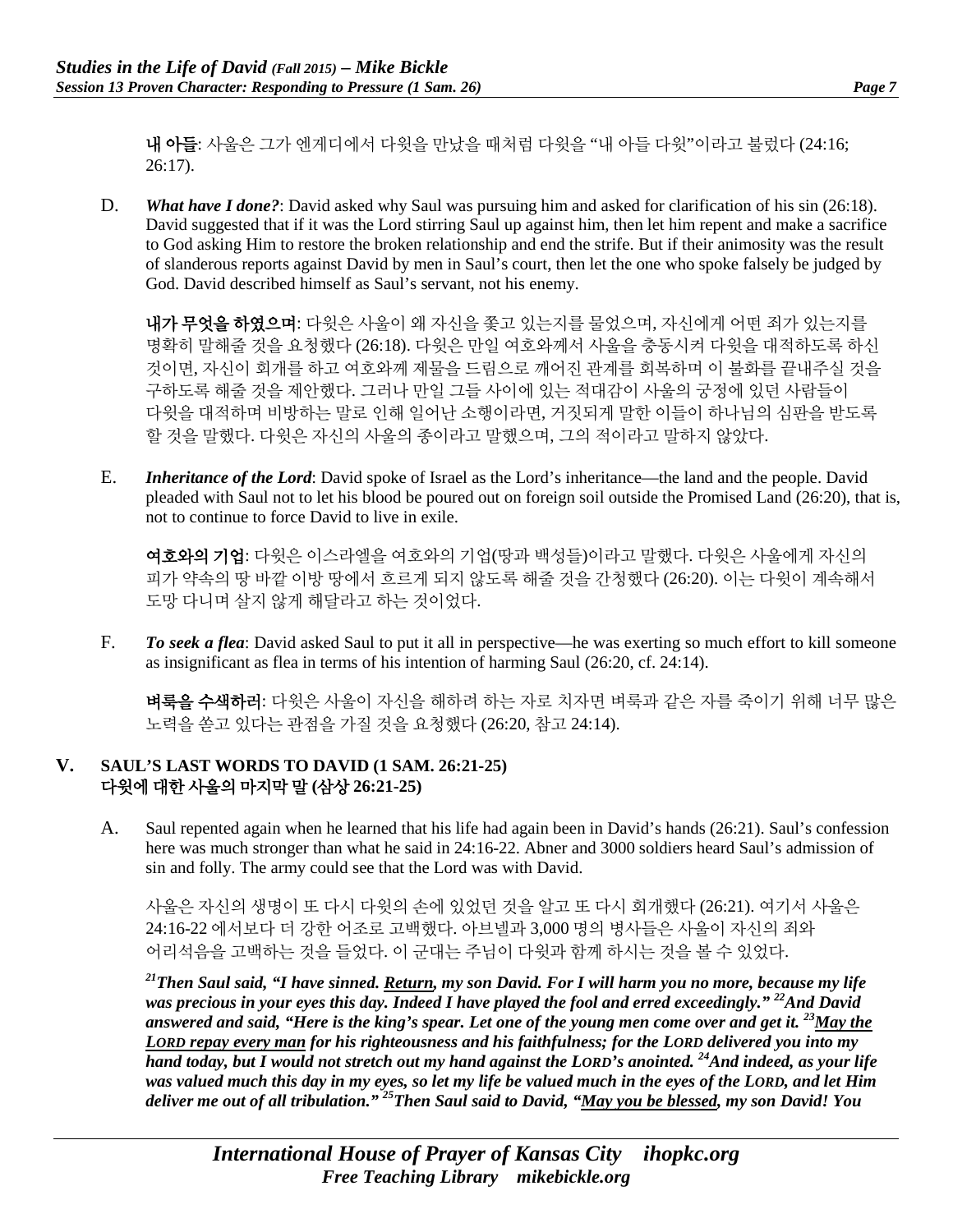**내 아들**: 사울은 그가 엔게디에서 다윗을 만났을 때처럼 다윗을 "내 아들 다윗"이라고 불렀다 (24:16; 26:17).

D. ***What have I done?***: David asked why Saul was pursuing him and asked for clarification of his sin (26:18). David suggested that if it was the Lord stirring Saul up against him, then let him repent and make a sacrifice to God asking Him to restore the broken relationship and end the strife. But if their animosity was the result of slanderous reports against David by men in Saul's court, then let the one who spoke falsely be judged by God. David described himself as Saul's servant, not his enemy.

**내가 무엇을 하였으며**: 다윗은 사울이 왜 자신을 쫓고 있는지를 물었으며, 자신에게 어떤 죄가 있는지를 명확히 말해줄 것을 요청했다 (26:18). 다윗은 만일 여호와께서 사울을 충동시켜 다윗을 대적하도록 하신 것이면, 자신이 회개를 하고 여호와께 제물을 드림으로 깨어진 관계를 회복하며 이 불화를 끝내주실 것을 구하도록 해줄 것을 제안했다. 그러나 만일 그들 사이에 있는 적대감이 사울의 궁정에 있던 사람들이 다윗을 대적하며 비방하는 말로 인해 일어난 소행이라면, 거짓되게 말한 이들이 하나님의 심판을 받도록 할 것을 말했다. 다윗은 자신의 사울의 종이라고 말했으며, 그의 적이라고 말하지 않았다.

E. ***Inheritance of the Lord***: David spoke of Israel as the Lord's inheritance—the land and the people. David pleaded with Saul not to let his blood be poured out on foreign soil outside the Promised Land (26:20), that is, not to continue to force David to live in exile.

**여호와의 기업**: 다윗은 이스라엘을 여호와의 기업(땅과 백성들)이라고 말했다. 다윗은 사울에게 자신의 피가 약속의 땅 바깥 이방 땅에서 흐르게 되지 않도록 해줄 것을 간청했다 (26:20). 이는 다윗이 계속해서 도망 다니며 살지 않게 해달라고 하는 것이었다.

F. ***To seek a flea***: David asked Saul to put it all in perspective—he was exerting so much effort to kill someone as insignificant as flea in terms of his intention of harming Saul (26:20, cf. 24:14).

**벼룩을 수색하러**: 다윗은 사울이 자신을 해하려 하는 자로 치자면 벼룩과 같은 자를 죽이기 위해 너무 많은 노력을 쏟고 있다는 관점을 가질 것을 요청했다 (26:20, 참고 24:14).

## V. SAUL'S LAST WORDS TO DAVID (1 SAM. 26:21-25)
## 다윗에 대한 사울의 마지막 말 (삼상 26:21-25)

A. Saul repented again when he learned that his life had again been in David's hands (26:21). Saul's confession here was much stronger than what he said in 24:16-22. Abner and 3000 soldiers heard Saul's admission of sin and folly. The army could see that the Lord was with David.

사울은 자신의 생명이 또 다시 다윗의 손에 있었던 것을 알고 또 다시 회개했다 (26:21). 여기서 사울은 24:16-22 에서보다 더 강한 어조로 고백했다. 아브넬과 3,000 명의 병사들은 사울이 자신의 죄와 어리석음을 고백하는 것을 들었다. 이 군대는 주님이 다윗과 함께 하시는 것을 볼 수 있었다.

***[21]Then Saul said, "I have sinned. <u>Return</u>, my son David. For I will harm you no more, because my life was precious in your eyes this day. Indeed I have played the fool and erred exceedingly." [22]And David answered and said, "Here is the king's spear. Let one of the young men come over and get it. [23]<u>May the LORD repay every man</u> for his righteousness and his faithfulness; for the LORD delivered you into my hand today, but I would not stretch out my hand against the LORD's anointed. [24]And indeed, as your life was valued much this day in my eyes, so let my life be valued much in the eyes of the LORD, and let Him deliver me out of all tribulation." [25]Then Saul said to David, "<u>May you be blessed</u>, my son David! You***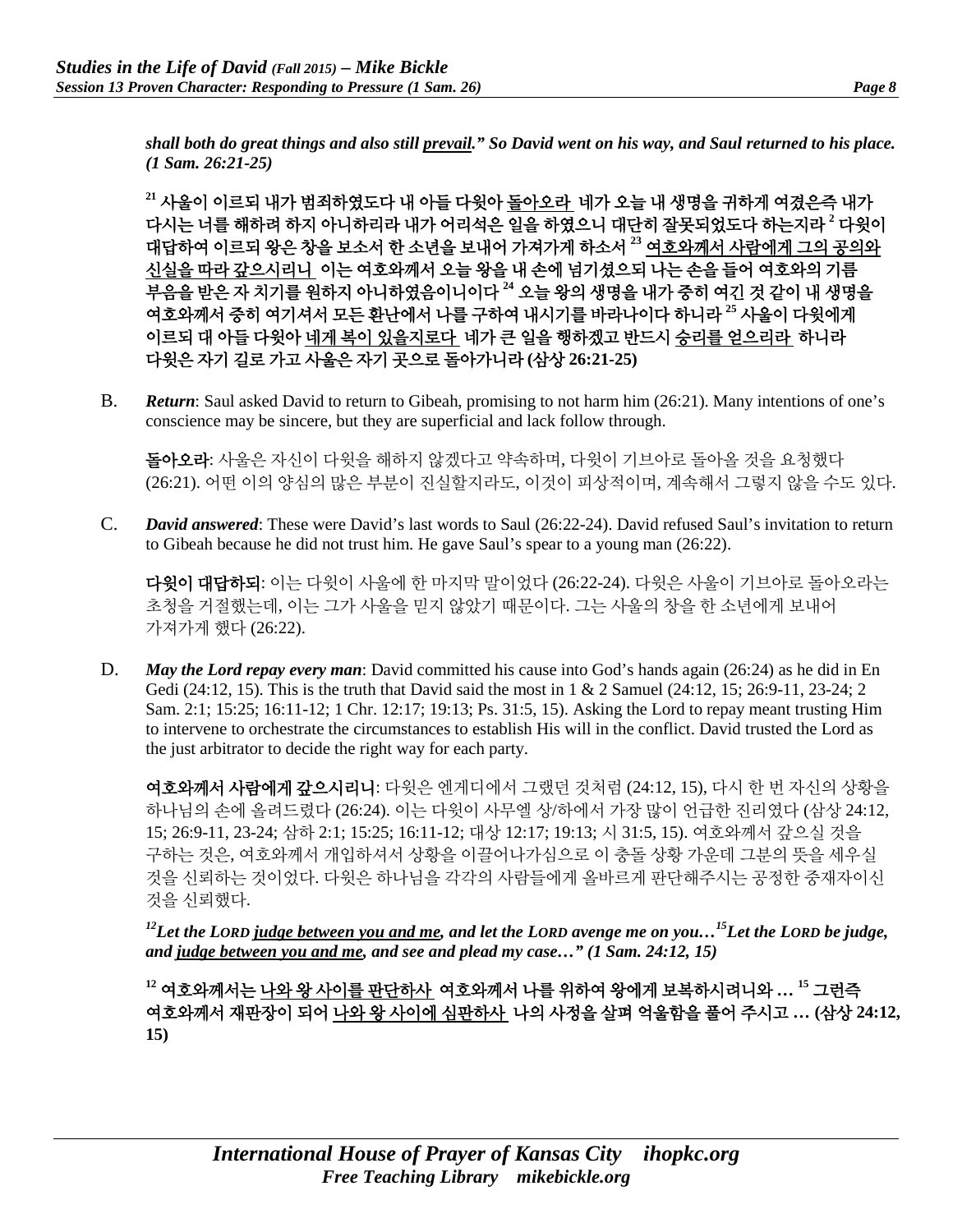***shall both do great things and also still <u>prevail</u>." So David went on his way, and Saul returned to his place. (1 Sam. 26:21-25)***

**[21] 사울이 이르되 내가 범죄하였도다 내 아들 다윗아 <u>돌아오라</u> 네가 오늘 내 생명을 귀하게 여겼은즉 내가 다시는 너를 해하려 하지 아니하리라 내가 어리석은 일을 하였으니 대단히 잘못되었도다 하는지라 [2] 다윗이 대답하여 이르되 왕은 창을 보소서 한 소년을 보내어 가져가게 하소서 [23] <u>여호와께서 사람에게 그의 공의와 신실을 따라 갚으시리니</u> 이는 여호와께서 오늘 왕을 내 손에 넘기셨으되 나는 손을 들어 여호와의 기름 부음을 받은 자 치기를 원하지 아니하였음이니이다 [24] 오늘 왕의 생명을 내가 중히 여긴 것 같이 내 생명을 여호와께서 중히 여기셔서 모든 환난에서 나를 구하여 내시기를 바라나이다 하니라 [25] 사울이 다윗에게 이르되 내 아들 다윗아 <u>네게 복이 있을지로다</u> 네가 큰 일을 행하겠고 반드시 <u>승리를 얻으리라</u> 하니라 다윗은 자기 길로 가고 사울은 자기 곳으로 돌아가니라 (삼상 26:21-25)**

B. ***Return***: Saul asked David to return to Gibeah, promising to not harm him (26:21). Many intentions of one's conscience may be sincere, but they are superficial and lack follow through.

**돌아오라**: 사울은 자신이 다윗을 해하지 않겠다고 약속하며, 다윗이 기브아로 돌아올 것을 요청했다 (26:21). 어떤 이의 양심의 많은 부분이 진실할지라도, 이것이 피상적이며, 계속해서 그렇지 않을 수도 있다.

C. ***David answered***: These were David's last words to Saul (26:22-24). David refused Saul's invitation to return to Gibeah because he did not trust him. He gave Saul's spear to a young man (26:22).

**다윗이 대답하되**: 이는 다윗이 사울에 한 마지막 말이었다 (26:22-24). 다윗은 사울이 기브아로 돌아오라는 초청을 거절했는데, 이는 그가 사울을 믿지 않았기 때문이다. 그는 사울의 창을 한 소년에게 보내어 가져가게 했다 (26:22).

D. ***May the Lord repay every man***: David committed his cause into God's hands again (26:24) as he did in En Gedi (24:12, 15). This is the truth that David said the most in 1 & 2 Samuel (24:12, 15; 26:9-11, 23-24; 2 Sam. 2:1; 15:25; 16:11-12; 1 Chr. 12:17; 19:13; Ps. 31:5, 15). Asking the Lord to repay meant trusting Him to intervene to orchestrate the circumstances to establish His will in the conflict. David trusted the Lord as the just arbitrator to decide the right way for each party.

**여호와께서 사람에게 갚으시리니**: 다윗은 엔게디에서 그랬던 것처럼 (24:12, 15), 다시 한 번 자신의 상황을 하나님의 손에 올려드렸다 (26:24). 이는 다윗이 사무엘 상/하에서 가장 많이 언급한 진리였다 (삼상 24:12, 15; 26:9-11, 23-24; 삼하 2:1; 15:25; 16:11-12; 대상 12:17; 19:13; 시 31:5, 15). 여호와께서 갚으실 것을 구하는 것은, 여호와께서 개입하셔서 상황을 이끌어나가심으로 이 충돌 상황 가운데 그분의 뜻을 세우실 것을 신뢰하는 것이었다. 다윗은 하나님을 각각의 사람들에게 올바르게 판단해주시는 공정한 중재자이신 것을 신뢰했다.

***[12]Let the LORD <u>judge between you and me</u>, and let the LORD avenge me on you…[15]Let the LORD be judge, and <u>judge between you and me</u>, and see and plead my case…" (1 Sam. 24:12, 15)***

**[12] 여호와께서는 <u>나와 왕 사이를 판단하사</u> 여호와께서 나를 위하여 왕에게 보복하시려니와 … [15] 그런즉 여호와께서 재판장이 되어 <u>나와 왕 사이에 심판하사</u> 나의 사정을 살펴 억울함을 풀어 주시고 … (삼상 24:12, 15)**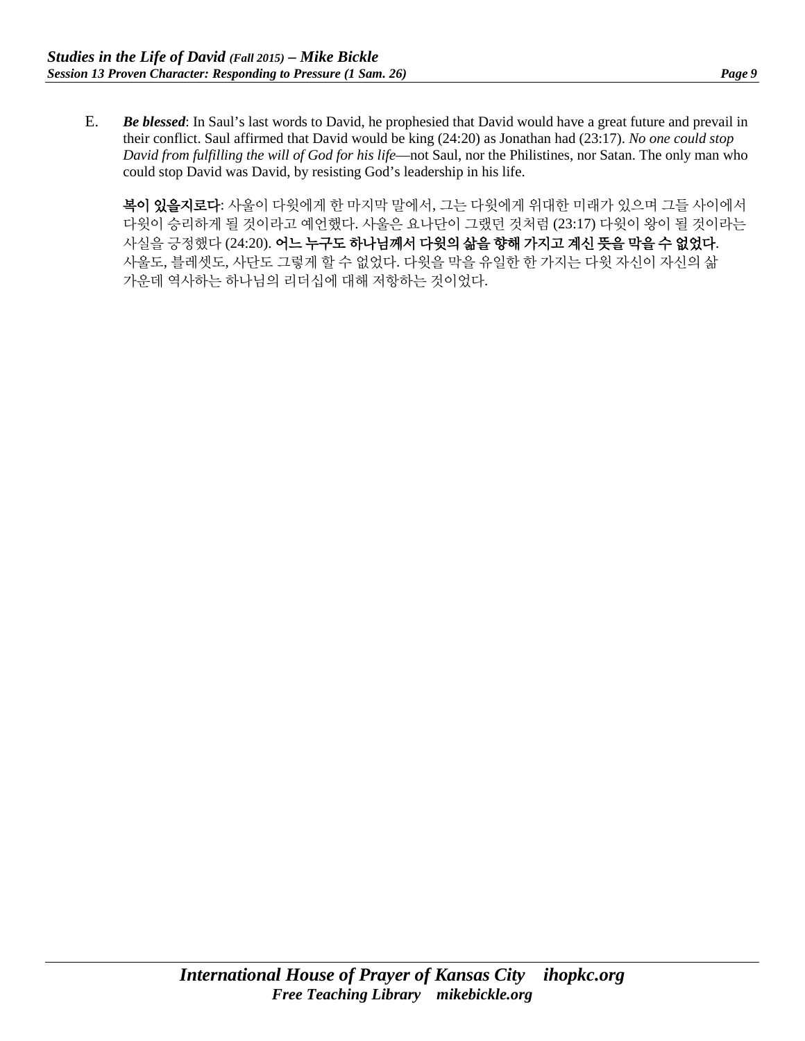E. ***Be blessed***: In Saul's last words to David, he prophesied that David would have a great future and prevail in their conflict. Saul affirmed that David would be king (24:20) as Jonathan had (23:17). *No one could stop David from fulfilling the will of God for his life*—not Saul, nor the Philistines, nor Satan. The only man who could stop David was David, by resisting God's leadership in his life.

**복이 있을지로다**: 사울이 다윗에게 한 마지막 말에서, 그는 다윗에게 위대한 미래가 있으며 그들 사이에서 다윗이 승리하게 될 것이라고 예언했다. 사울은 요나단이 그랬던 것처럼 (23:17) 다윗이 왕이 될 것이라는 사실을 긍정했다 (24:20). **어느 누구도 하나님께서 다윗의 삶을 향해 가지고 계신 뜻을 막을 수 없었다**. 사울도, 블레셋도, 사단도 그렇게 할 수 없었다. 다윗을 막을 유일한 한 가지는 다윗 자신이 자신의 삶 가운데 역사하는 하나님의 리더십에 대해 저항하는 것이었다.